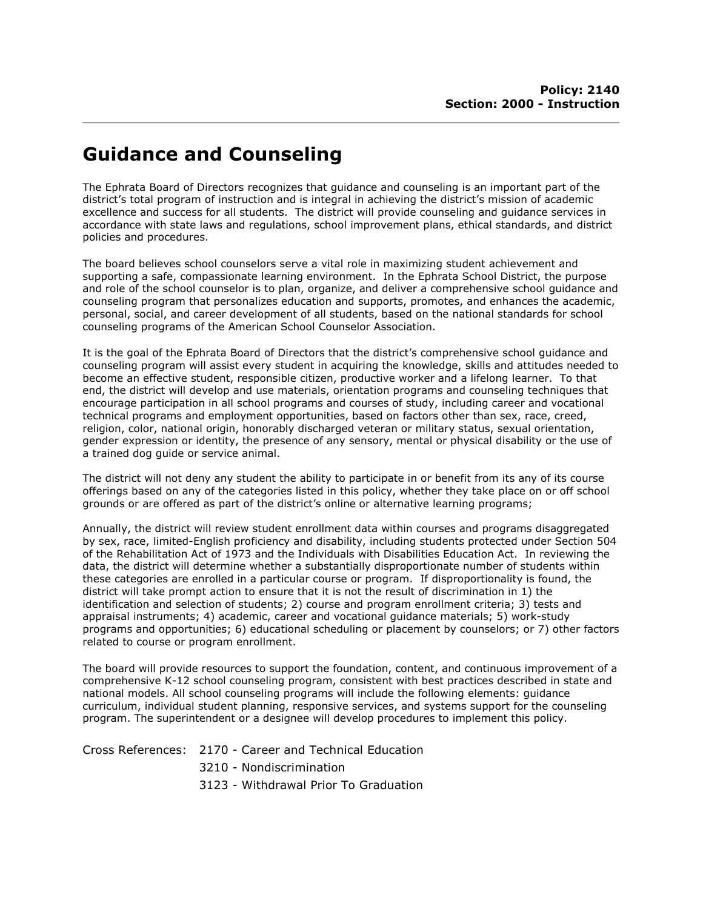**Policy: 2140**
**Section: 2000 - Instruction**

# Guidance and Counseling

The Ephrata Board of Directors recognizes that guidance and counseling is an important part of the district's total program of instruction and is integral in achieving the district's mission of academic excellence and success for all students. The district will provide counseling and guidance services in accordance with state laws and regulations, school improvement plans, ethical standards, and district policies and procedures.

The board believes school counselors serve a vital role in maximizing student achievement and supporting a safe, compassionate learning environment. In the Ephrata School District, the purpose and role of the school counselor is to plan, organize, and deliver a comprehensive school guidance and counseling program that personalizes education and supports, promotes, and enhances the academic, personal, social, and career development of all students, based on the national standards for school counseling programs of the American School Counselor Association.

It is the goal of the Ephrata Board of Directors that the district's comprehensive school guidance and counseling program will assist every student in acquiring the knowledge, skills and attitudes needed to become an effective student, responsible citizen, productive worker and a lifelong learner. To that end, the district will develop and use materials, orientation programs and counseling techniques that encourage participation in all school programs and courses of study, including career and vocational technical programs and employment opportunities, based on factors other than sex, race, creed, religion, color, national origin, honorably discharged veteran or military status, sexual orientation, gender expression or identity, the presence of any sensory, mental or physical disability or the use of a trained dog guide or service animal.

The district will not deny any student the ability to participate in or benefit from its any of its course offerings based on any of the categories listed in this policy, whether they take place on or off school grounds or are offered as part of the district's online or alternative learning programs;

Annually, the district will review student enrollment data within courses and programs disaggregated by sex, race, limited-English proficiency and disability, including students protected under Section 504 of the Rehabilitation Act of 1973 and the Individuals with Disabilities Education Act. In reviewing the data, the district will determine whether a substantially disproportionate number of students within these categories are enrolled in a particular course or program. If disproportionality is found, the district will take prompt action to ensure that it is not the result of discrimination in 1) the identification and selection of students; 2) course and program enrollment criteria; 3) tests and appraisal instruments; 4) academic, career and vocational guidance materials; 5) work-study programs and opportunities; 6) educational scheduling or placement by counselors; or 7) other factors related to course or program enrollment.

The board will provide resources to support the foundation, content, and continuous improvement of a comprehensive K-12 school counseling program, consistent with best practices described in state and national models. All school counseling programs will include the following elements: guidance curriculum, individual student planning, responsive services, and systems support for the counseling program. The superintendent or a designee will develop procedures to implement this policy.

Cross References:
- 2170 - Career and Technical Education
- 3210 - Nondiscrimination
- 3123 - Withdrawal Prior To Graduation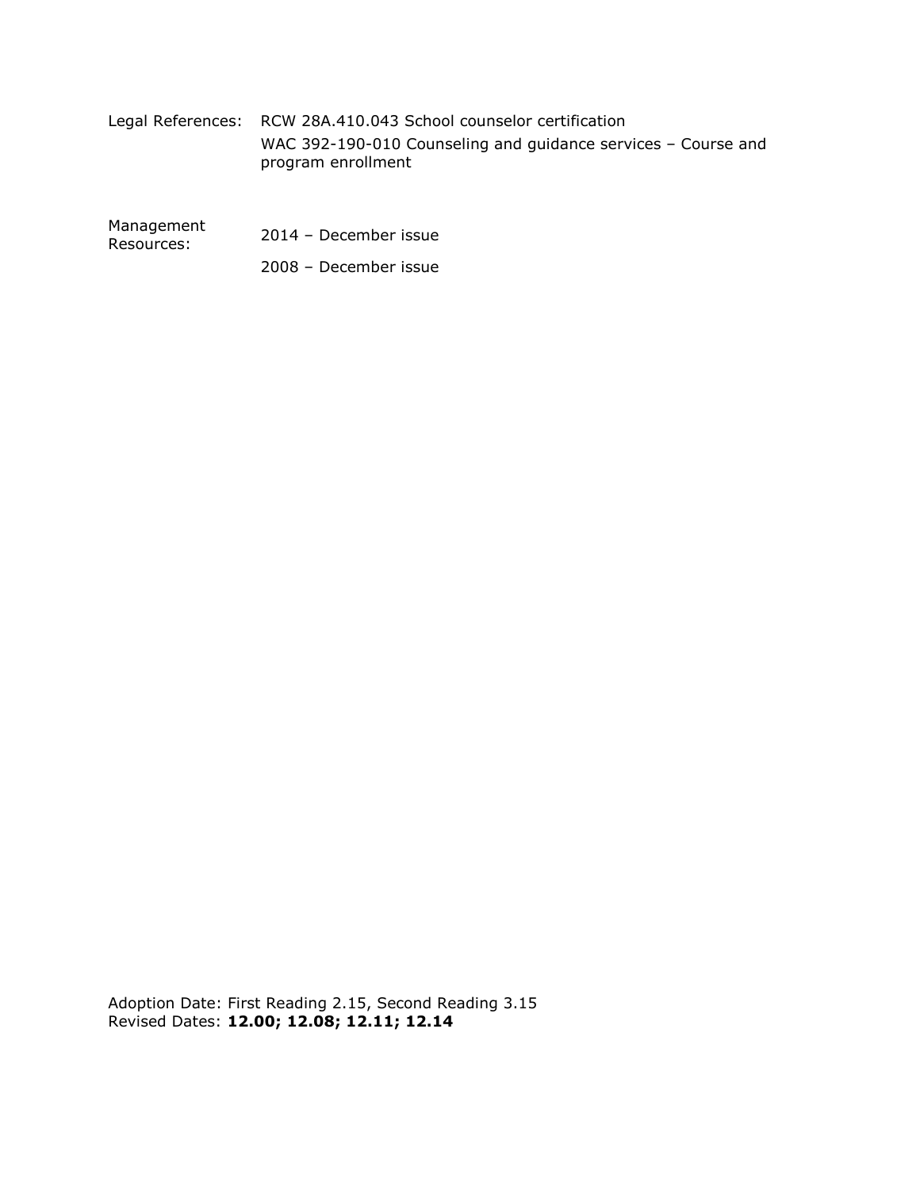| | |
|---|---|
| Legal References: | RCW 28A.410.043 School counselor certification |
| | WAC 392-190-010 Counseling and guidance services – Course and program enrollment |

| | |
|---|---|
| Management Resources: | 2014 – December issue |
| | 2008 – December issue |

Adoption Date: First Reading 2.15, Second Reading 3.15
Revised Dates: **12.00; 12.08; 12.11; 12.14**